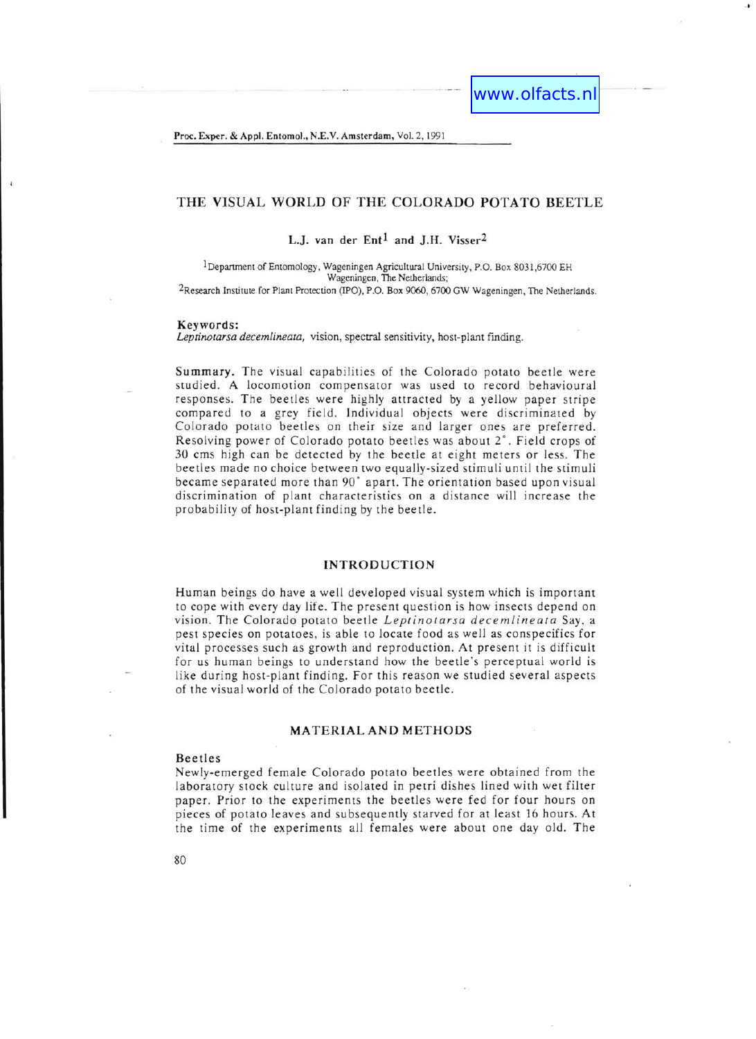# THE VISUAL WORLD OF THE COLORADO POTATO BEETLE

L.J. van der Ent[1] and J.H. Visser[2]

[1]Department of Entomology, Wageningen Agricultural University, P.O. Box 8031,6700 EH Wageningen, The Netherlands;
[2]Research Institute for Plant Protection (IPO), P.O. Box 9060, 6700 GW Wageningen, The Netherlands.

**Keywords:**
*Leptinotarsa decemlineata,* vision, spectral sensitivity, host-plant finding.

**Summary.** The visual capabilities of the Colorado potato beetle were studied. A locomotion compensator was used to record behavioural responses. The beetles were highly attracted by a yellow paper stripe compared to a grey field. Individual objects were discriminated by Colorado potato beetles on their size and larger ones are preferred. Resolving power of Colorado potato beetles was about 2°. Field crops of 30 cms high can be detected by the beetle at eight meters or less. The beetles made no choice between two equally-sized stimuli until the stimuli became separated more than 90° apart. The orientation based upon visual discrimination of plant characteristics on a distance will increase the probability of host-plant finding by the beetle.

## INTRODUCTION

Human beings do have a well developed visual system which is important to cope with every day life. The present question is how insects depend on vision. The Colorado potato beetle *Leptinotarsa decemlineata* Say, a pest species on potatoes, is able to locate food as well as conspecifics for vital processes such as growth and reproduction. At present it is difficult for us human beings to understand how the beetle's perceptual world is like during host-plant finding. For this reason we studied several aspects of the visual world of the Colorado potato beetle.

## MATERIAL AND METHODS

### Beetles

Newly-emerged female Colorado potato beetles were obtained from the laboratory stock culture and isolated in petri dishes lined with wet filter paper. Prior to the experiments the beetles were fed for four hours on pieces of potato leaves and subsequently starved for at least 16 hours. At the time of the experiments all females were about one day old. The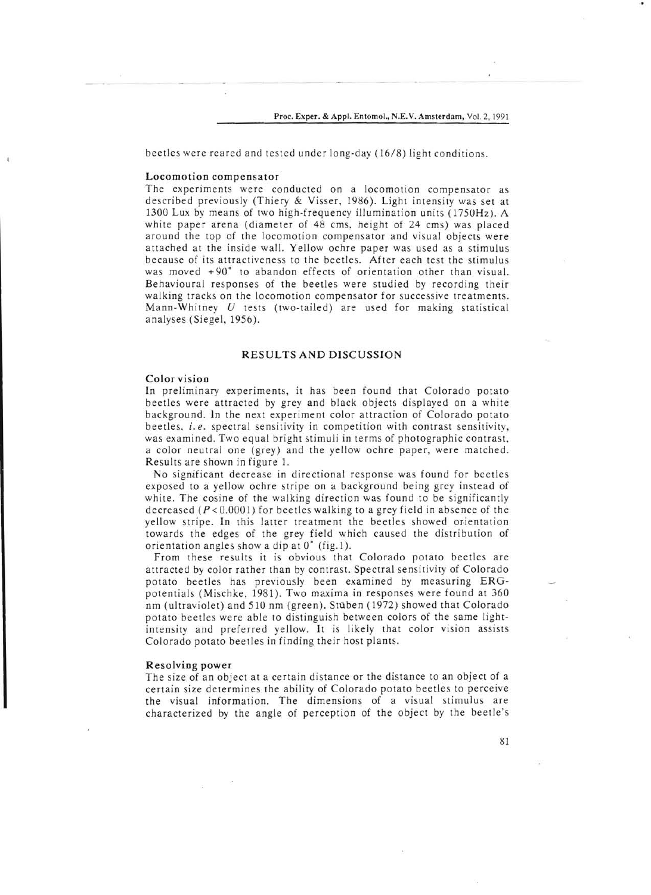beetles were reared and tested under long-day (16/8) light conditions.

### Locomotion compensator

The experiments were conducted on a locomotion compensator as described previously (Thiery & Visser, 1986). Light intensity was set at 1300 Lux by means of two high-frequency illumination units (1750Hz). A white paper arena (diameter of 48 cms, height of 24 cms) was placed around the top of the locomotion compensator and visual objects were attached at the inside wall. Yellow ochre paper was used as a stimulus because of its attractiveness to the beetles. After each test the stimulus was moved +90° to abandon effects of orientation other than visual. Behavioural responses of the beetles were studied by recording their walking tracks on the locomotion compensator for successive treatments. Mann-Whitney *U* tests (two-tailed) are used for making statistical analyses (Siegel, 1956).

## RESULTS AND DISCUSSION

### Color vision

In preliminary experiments, it has been found that Colorado potato beetles were attracted by grey and black objects displayed on a white background. In the next experiment color attraction of Colorado potato beetles, *i.e.* spectral sensitivity in competition with contrast sensitivity, was examined. Two equal bright stimuli in terms of photographic contrast, a color neutral one (grey) and the yellow ochre paper, were matched. Results are shown in figure 1.

No significant decrease in directional response was found for beetles exposed to a yellow ochre stripe on a background being grey instead of white. The cosine of the walking direction was found to be significantly decreased ($P < 0.0001$) for beetles walking to a grey field in absence of the yellow stripe. In this latter treatment the beetles showed orientation towards the edges of the grey field which caused the distribution of orientation angles show a dip at 0° (fig.1).

From these results it is obvious that Colorado potato beetles are attracted by color rather than by contrast. Spectral sensitivity of Colorado potato beetles has previously been examined by measuring ERG-potentials (Mischke, 1981). Two maxima in responses were found at 360 nm (ultraviolet) and 510 nm (green). Stüben (1972) showed that Colorado potato beetles were able to distinguish between colors of the same light-intensity and preferred yellow. It is likely that color vision assists Colorado potato beetles in finding their host plants.

### Resolving power

The size of an object at a certain distance or the distance to an object of a certain size determines the ability of Colorado potato beetles to perceive the visual information. The dimensions of a visual stimulus are characterized by the angle of perception of the object by the beetle's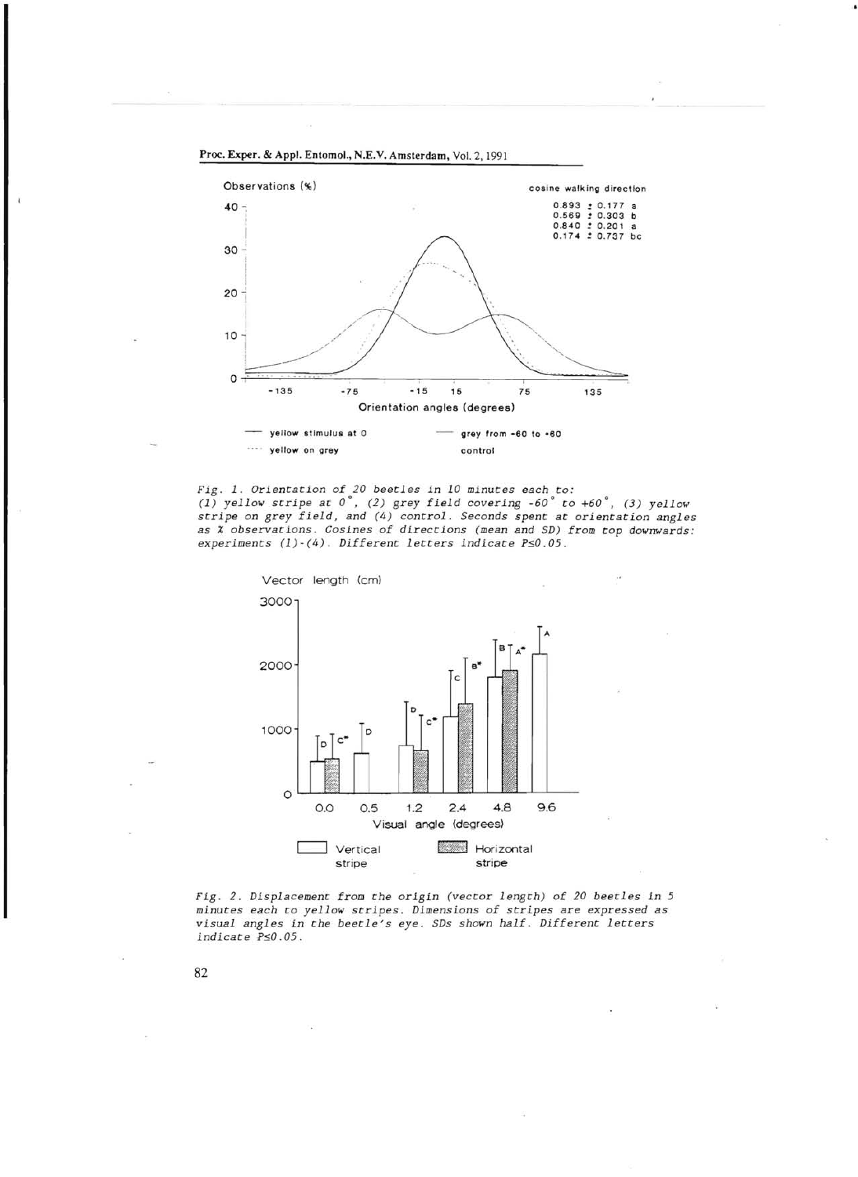Observations (%)

cosine walking direction

0.893 ± 0.177 a
0.569 ± 0.303 b
0.840 ± 0.201 a
0.174 ± 0.737 bc

Orientation angles (degrees)

— yellow stimulus at 0 &nbsp;&nbsp;&nbsp; — grey from -60 to +60
···· yellow on grey &nbsp;&nbsp;&nbsp; control

*Fig. 1. Orientation of 20 beetles in 10 minutes each to: (1) yellow stripe at 0°, (2) grey field covering -60° to +60°, (3) yellow stripe on grey field, and (4) control. Seconds spent at orientation angles as % observations. Cosines of directions (mean and SD) from top downwards: experiments (1)-(4). Different letters indicate P≤0.05.*

Vector length (cm)

Visual angle (degrees)

Vertical stripe &nbsp;&nbsp;&nbsp; Horizontal stripe

*Fig. 2. Displacement from the origin (vector length) of 20 beetles in 5 minutes each to yellow stripes. Dimensions of stripes are expressed as visual angles in the beetle's eye. SDs shown half. Different letters indicate P≤0.05.*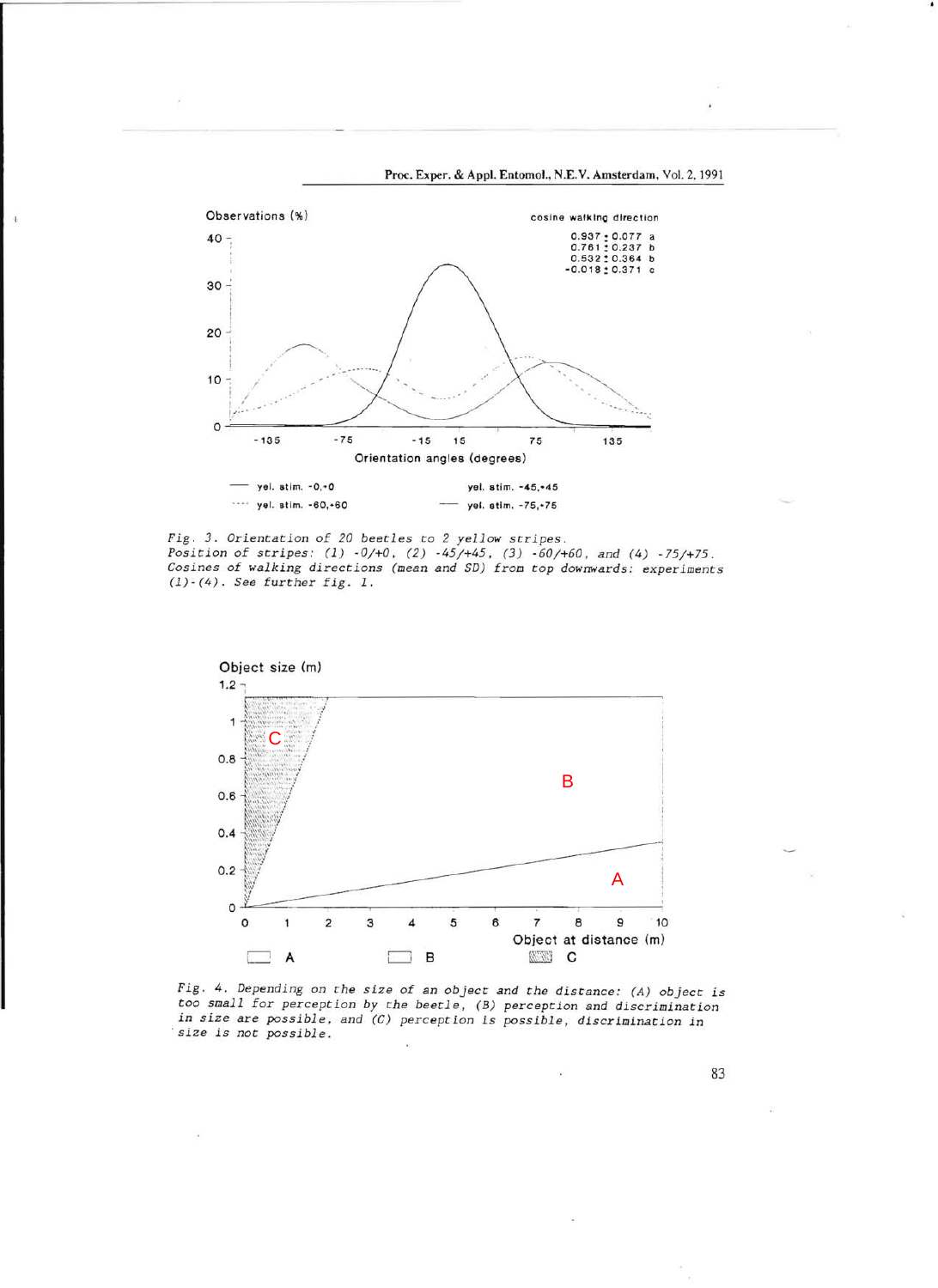Observations (%)

cosine walking direction

0.937 ± 0.077 a
0.761 ± 0.237 b
0.532 ± 0.364 b
-0.018 ± 0.371 c

Orientation angles (degrees)

— yel. stim. -0,+0 &nbsp;&nbsp; yel. stim. -45,+45
···· yel. stim. -60,+60 &nbsp;&nbsp; — yel. stim. -75,+75

*Fig. 3. Orientation of 20 beetles to 2 yellow stripes.*
*Position of stripes: (1) -0/+0, (2) -45/+45, (3) -60/+60, and (4) -75/+75.*
*Cosines of walking directions (mean and SD) from top downwards: experiments (1)-(4). See further fig. 1.*

Object size (m)

Object at distance (m)

A &nbsp;&nbsp; B &nbsp;&nbsp; C

*Fig. 4. Depending on the size of an object and the distance: (A) object is too small for perception by the beetle, (B) perception and discrimination in size are possible, and (C) perception is possible, discrimination in size is not possible.*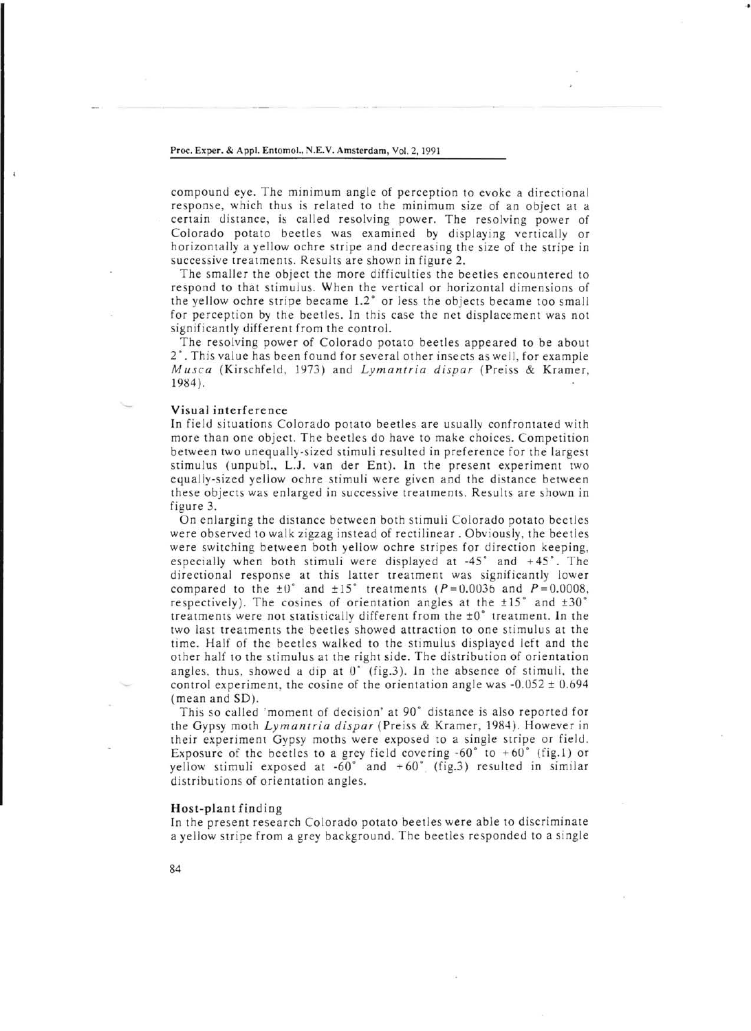compound eye. The minimum angle of perception to evoke a directional response, which thus is related to the minimum size of an object at a certain distance, is called resolving power. The resolving power of Colorado potato beetles was examined by displaying vertically or horizontally a yellow ochre stripe and decreasing the size of the stripe in successive treatments. Results are shown in figure 2.

The smaller the object the more difficulties the beetles encountered to respond to that stimulus. When the vertical or horizontal dimensions of the yellow ochre stripe became 1.2° or less the objects became too small for perception by the beetles. In this case the net displacement was not significantly different from the control.

The resolving power of Colorado potato beetles appeared to be about 2°. This value has been found for several other insects as well, for example *Musca* (Kirschfeld, 1973) and *Lymantria dispar* (Preiss & Kramer, 1984).

### Visual interference

In field situations Colorado potato beetles are usually confrontated with more than one object. The beetles do have to make choices. Competition between two unequally-sized stimuli resulted in preference for the largest stimulus (unpubl., L.J. van der Ent). In the present experiment two equally-sized yellow ochre stimuli were given and the distance between these objects was enlarged in successive treatments. Results are shown in figure 3.

On enlarging the distance between both stimuli Colorado potato beetles were observed to walk zigzag instead of rectilinear. Obviously, the beetles were switching between both yellow ochre stripes for direction keeping, especially when both stimuli were displayed at -45° and +45°. The directional response at this latter treatment was significantly lower compared to the ±0° and ±15° treatments ($P$=0.0036 and $P$=0.0008, respectively). The cosines of orientation angles at the ±15° and ±30° treatments were not statistically different from the ±0° treatment. In the two last treatments the beetles showed attraction to one stimulus at the time. Half of the beetles walked to the stimulus displayed left and the other half to the stimulus at the right side. The distribution of orientation angles, thus, showed a dip at 0° (fig.3). In the absence of stimuli, the control experiment, the cosine of the orientation angle was -0.052 ± 0.694 (mean and SD).

This so called 'moment of decision' at 90° distance is also reported for the Gypsy moth *Lymantria dispar* (Preiss & Kramer, 1984). However in their experiment Gypsy moths were exposed to a single stripe or field. Exposure of the beetles to a grey field covering -60° to +60° (fig.1) or yellow stimuli exposed at -60° and +60° (fig.3) resulted in similar distributions of orientation angles.

### Host-plant finding

In the present research Colorado potato beetles were able to discriminate a yellow stripe from a grey background. The beetles responded to a single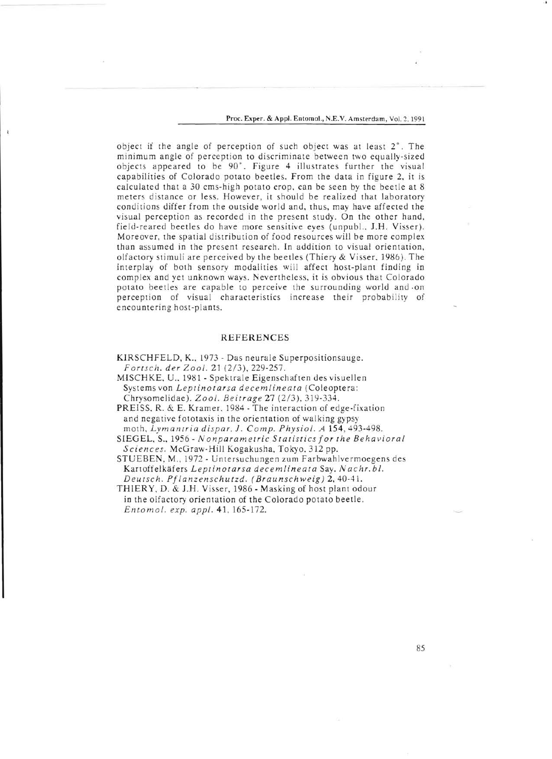object if the angle of perception of such object was at least 2°. The minimum angle of perception to discriminate between two equally-sized objects appeared to be 90°. Figure 4 illustrates further the visual capabilities of Colorado potato beetles. From the data in figure 2, it is calculated that a 30 cms-high potato crop, can be seen by the beetle at 8 meters distance or less. However, it should be realized that laboratory conditions differ from the outside world and, thus, may have affected the visual perception as recorded in the present study. On the other hand, field-reared beetles do have more sensitive eyes (unpubl., J.H. Visser). Moreover, the spatial distribution of food resources will be more complex than assumed in the present research. In addition to visual orientation, olfactory stimuli are perceived by the beetles (Thiery & Visser, 1986). The interplay of both sensory modalities will affect host-plant finding in complex and yet unknown ways. Nevertheless, it is obvious that Colorado potato beetles are capable to perceive the surrounding world and on perception of visual characteristics increase their probability of encountering host-plants.

## REFERENCES

KIRSCHFELD, K., 1973 - Das neurale Superpositionsauge. *Fortsch. der Zool.* 21 (2/3), 229-257.

MISCHKE, U., 1981 - Spektrale Eigenschaften des visuellen Systems von *Leptinotarsa decemlineata* (Coleoptera: Chrysomelidae). *Zool. Beitrage* 27 (2/3), 319-334.

PREISS, R. & E. Kramer, 1984 - The interaction of edge-fixation and negative fototaxis in the orientation of walking gypsy moth, *Lymantria dispar*. *J. Comp. Physiol. A* 154, 493-498.

SIEGEL, S., 1956 - *Nonparametric Statistics for the Behavioral Sciences*. McGraw-Hill Kogakusha, Tokyo, 312 pp.

STUEBEN, M., 1972 - Untersuchungen zum Farbwahlvermoegens des Kartoffelkäfers *Leptinotarsa decemlineata* Say. *Nachr. bl. Deutsch. Pflanzenschutzd. (Braunschweig)* 2, 40-41.

THIERY, D. & J.H. Visser, 1986 - Masking of host plant odour in the olfactory orientation of the Colorado potato beetle. *Entomol. exp. appl.* 41, 165-172.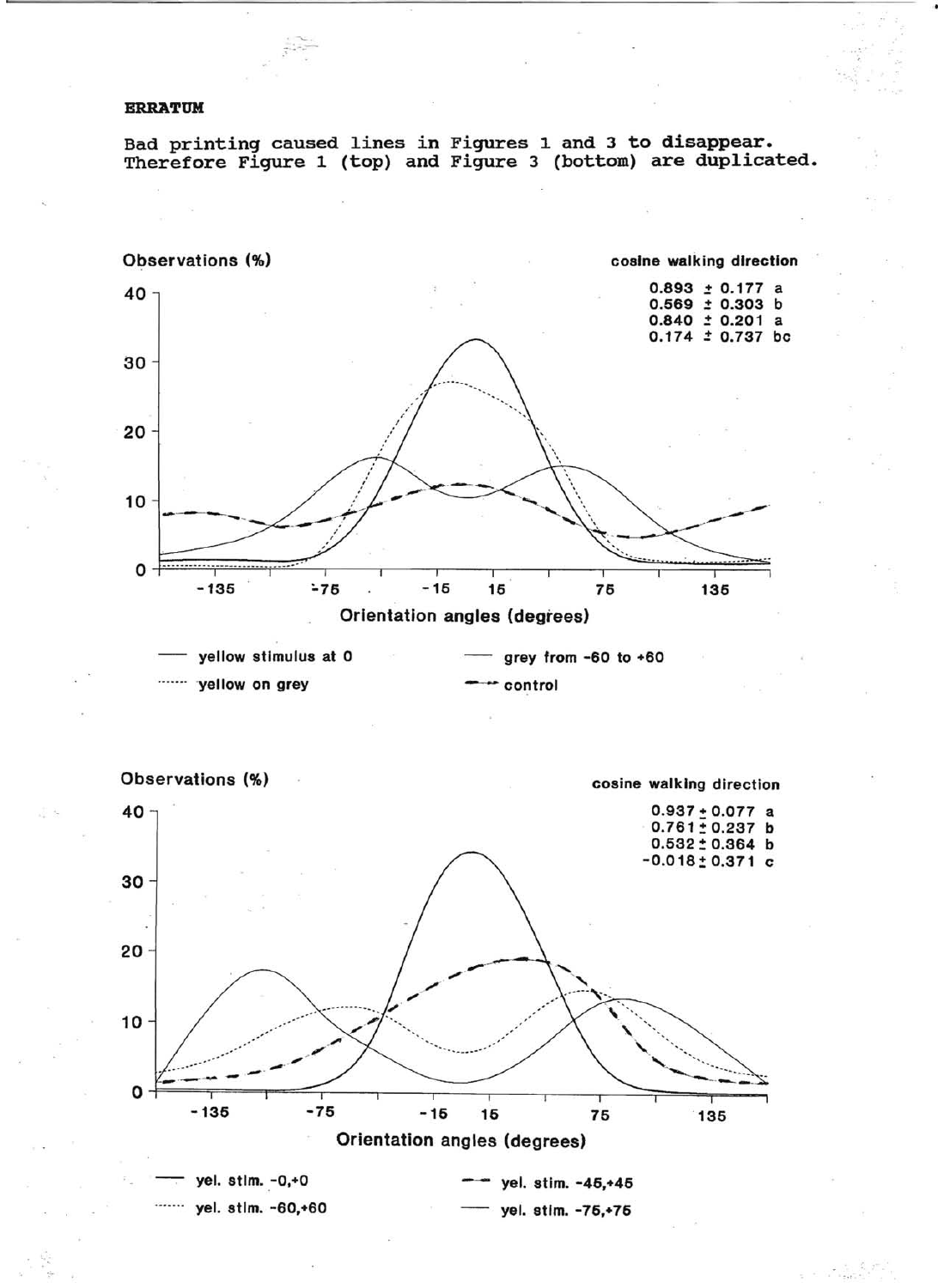**ERRATUM**

Bad printing caused lines in Figures 1 and 3 to disappear.
Therefore Figure 1 (top) and Figure 3 (bottom) are duplicated.

Observations (%)

cosine walking direction

0.893 ± 0.177 a
0.569 ± 0.303 b
0.840 ± 0.201 a
0.174 ± 0.737 bc

40
30
20
10
0

-135 -75 -15 15 75 135

Orientation angles (degrees)

yellow stimulus at 0
yellow on grey
grey from -60 to +60
control

Observations (%)

cosine walking direction

0.937 ± 0.077 a
0.761 ± 0.237 b
0.532 ± 0.364 b
-0.018 ± 0.371 c

40
30
20
10
0

-135 -75 -15 15 75 135

Orientation angles (degrees)

yel. stim. -0,+0
yel. stim. -60,+60
yel. stim. -45,+45
yel. stim. -75,+75